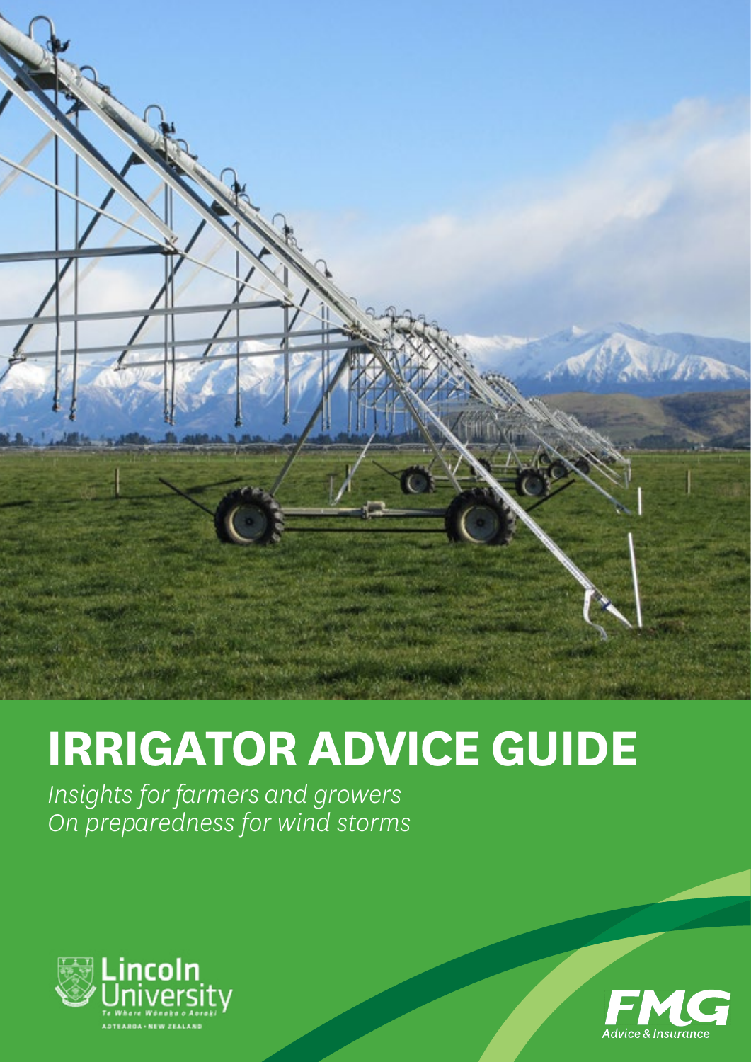# IRRIGATOR ADVICE GUIDE

*Insights for farmers and growers*
*On preparedness for wind storms*

Lincoln University
Te Whare Wānaka o Aoraki
AOTEAROA • NEW ZEALAND

FMG
Advice & Insurance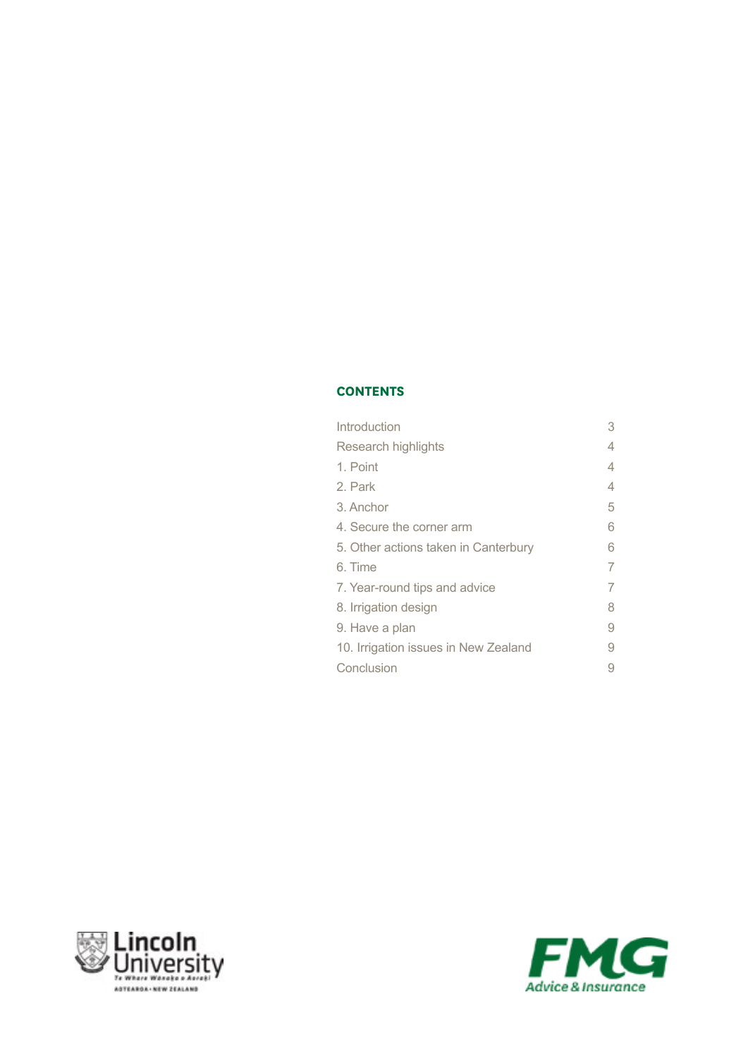## CONTENTS

| | |
|---|---|
| Introduction | 3 |
| Research highlights | 4 |
| 1. Point | 4 |
| 2. Park | 4 |
| 3. Anchor | 5 |
| 4. Secure the corner arm | 6 |
| 5. Other actions taken in Canterbury | 6 |
| 6. Time | 7 |
| 7. Year-round tips and advice | 7 |
| 8. Irrigation design | 8 |
| 9. Have a plan | 9 |
| 10. Irrigation issues in New Zealand | 9 |
| Conclusion | 9 |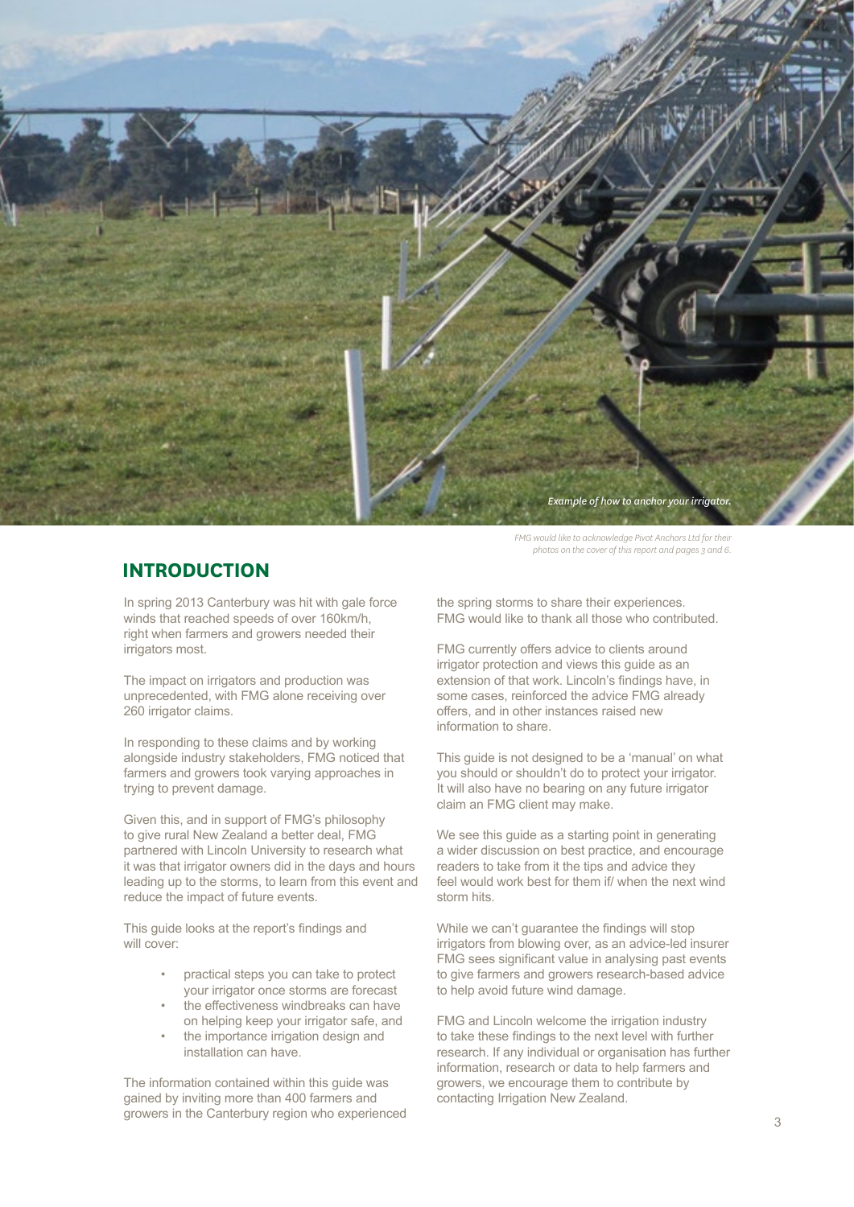*Example of how to anchor your irrigator.*

*FMG would like to acknowledge Pivot Anchors Ltd for their photos on the cover of this report and pages 3 and 6.*

## INTRODUCTION

In spring 2013 Canterbury was hit with gale force winds that reached speeds of over 160km/h, right when farmers and growers needed their irrigators most.

The impact on irrigators and production was unprecedented, with FMG alone receiving over 260 irrigator claims.

In responding to these claims and by working alongside industry stakeholders, FMG noticed that farmers and growers took varying approaches in trying to prevent damage.

Given this, and in support of FMG's philosophy to give rural New Zealand a better deal, FMG partnered with Lincoln University to research what it was that irrigator owners did in the days and hours leading up to the storms, to learn from this event and reduce the impact of future events.

This guide looks at the report's findings and will cover:

- practical steps you can take to protect your irrigator once storms are forecast
- the effectiveness windbreaks can have on helping keep your irrigator safe, and
- the importance irrigation design and installation can have.

The information contained within this guide was gained by inviting more than 400 farmers and growers in the Canterbury region who experienced the spring storms to share their experiences. FMG would like to thank all those who contributed.

FMG currently offers advice to clients around irrigator protection and views this guide as an extension of that work. Lincoln's findings have, in some cases, reinforced the advice FMG already offers, and in other instances raised new information to share.

This guide is not designed to be a 'manual' on what you should or shouldn't do to protect your irrigator. It will also have no bearing on any future irrigator claim an FMG client may make.

We see this guide as a starting point in generating a wider discussion on best practice, and encourage readers to take from it the tips and advice they feel would work best for them if/ when the next wind storm hits.

While we can't guarantee the findings will stop irrigators from blowing over, as an advice-led insurer FMG sees significant value in analysing past events to give farmers and growers research-based advice to help avoid future wind damage.

FMG and Lincoln welcome the irrigation industry to take these findings to the next level with further research. If any individual or organisation has further information, research or data to help farmers and growers, we encourage them to contribute by contacting Irrigation New Zealand.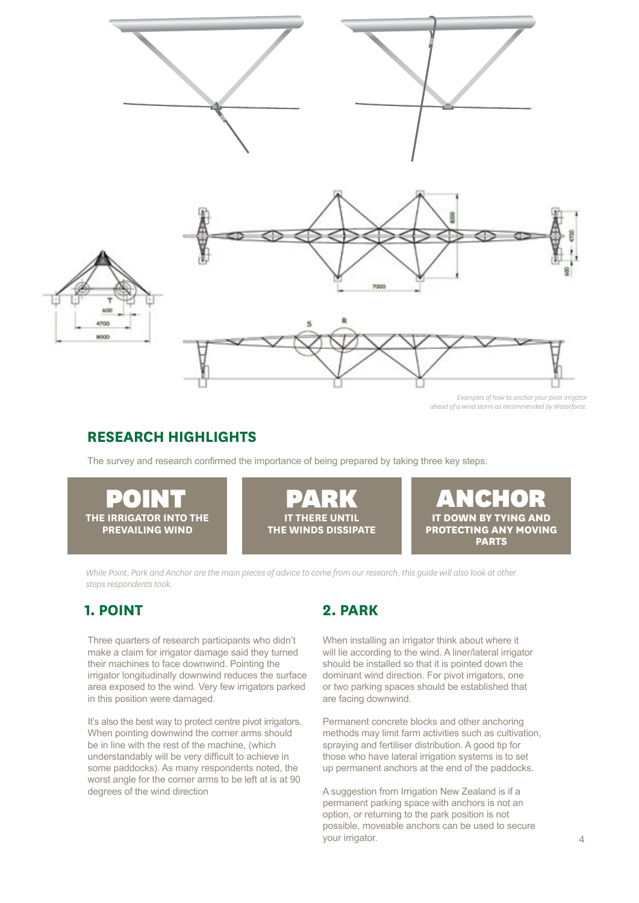*Examples of how to anchor your pivot irrigator ahead of a wind storm as recommended by Waterforce.*

## RESEARCH HIGHLIGHTS

The survey and research confirmed the importance of being prepared by taking three key steps:

**POINT**
THE IRRIGATOR INTO THE PREVAILING WIND

**PARK**
IT THERE UNTIL THE WINDS DISSIPATE

**ANCHOR**
IT DOWN BY TYING AND PROTECTING ANY MOVING PARTS

*While Point, Park and Anchor are the main pieces of advice to come from our research, this guide will also look at other steps respondents took.*

## 1. POINT

Three quarters of research participants who didn't make a claim for irrigator damage said they turned their machines to face downwind. Pointing the irrigator longitudinally downwind reduces the surface area exposed to the wind. Very few irrigators parked in this position were damaged.

It's also the best way to protect centre pivot irrigators. When pointing downwind the corner arms should be in line with the rest of the machine, (which understandably will be very difficult to achieve in some paddocks). As many respondents noted, the worst angle for the corner arms to be left at is at 90 degrees of the wind direction

## 2. PARK

When installing an irrigator think about where it will lie according to the wind. A liner/lateral irrigator should be installed so that it is pointed down the dominant wind direction. For pivot irrigators, one or two parking spaces should be established that are facing downwind.

Permanent concrete blocks and other anchoring methods may limit farm activities such as cultivation, spraying and fertiliser distribution. A good tip for those who have lateral irrigation systems is to set up permanent anchors at the end of the paddocks.

A suggestion from Irrigation New Zealand is if a permanent parking space with anchors is not an option, or returning to the park position is not possible, moveable anchors can be used to secure your irrigator.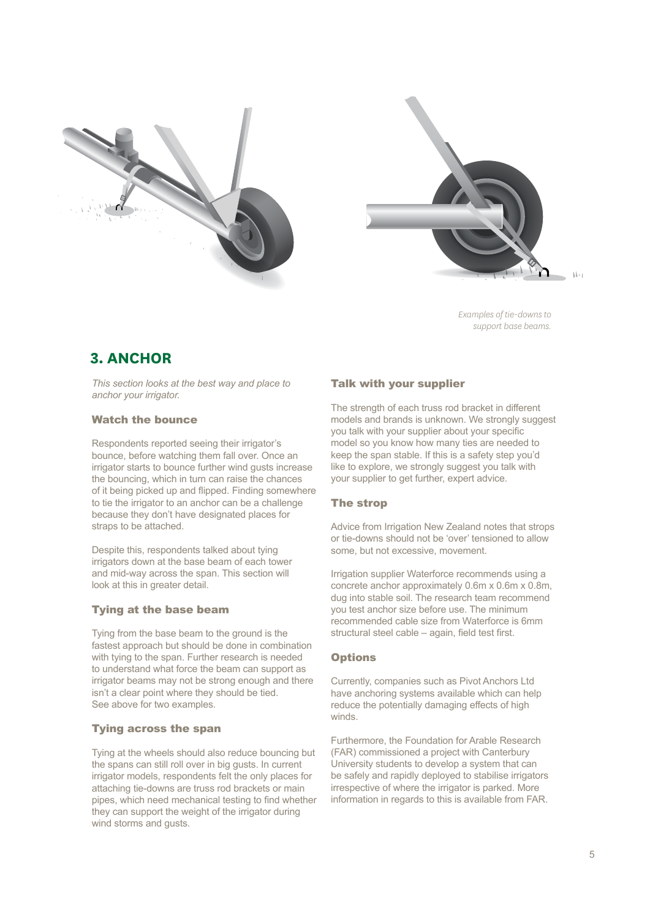*Examples of tie-downs to support base beams.*

## 3. ANCHOR

*This section looks at the best way and place to anchor your irrigator.*

### Watch the bounce

Respondents reported seeing their irrigator's bounce, before watching them fall over. Once an irrigator starts to bounce further wind gusts increase the bouncing, which in turn can raise the chances of it being picked up and flipped. Finding somewhere to tie the irrigator to an anchor can be a challenge because they don't have designated places for straps to be attached.

Despite this, respondents talked about tying irrigators down at the base beam of each tower and mid-way across the span. This section will look at this in greater detail.

### Tying at the base beam

Tying from the base beam to the ground is the fastest approach but should be done in combination with tying to the span. Further research is needed to understand what force the beam can support as irrigator beams may not be strong enough and there isn't a clear point where they should be tied. See above for two examples.

### Tying across the span

Tying at the wheels should also reduce bouncing but the spans can still roll over in big gusts. In current irrigator models, respondents felt the only places for attaching tie-downs are truss rod brackets or main pipes, which need mechanical testing to find whether they can support the weight of the irrigator during wind storms and gusts.

### Talk with your supplier

The strength of each truss rod bracket in different models and brands is unknown. We strongly suggest you talk with your supplier about your specific model so you know how many ties are needed to keep the span stable. If this is a safety step you'd like to explore, we strongly suggest you talk with your supplier to get further, expert advice.

### The strop

Advice from Irrigation New Zealand notes that strops or tie-downs should not be 'over' tensioned to allow some, but not excessive, movement.

Irrigation supplier Waterforce recommends using a concrete anchor approximately 0.6m x 0.6m x 0.8m, dug into stable soil. The research team recommend you test anchor size before use. The minimum recommended cable size from Waterforce is 6mm structural steel cable – again, field test first.

### Options

Currently, companies such as Pivot Anchors Ltd have anchoring systems available which can help reduce the potentially damaging effects of high winds.

Furthermore, the Foundation for Arable Research (FAR) commissioned a project with Canterbury University students to develop a system that can be safely and rapidly deployed to stabilise irrigators irrespective of where the irrigator is parked. More information in regards to this is available from FAR.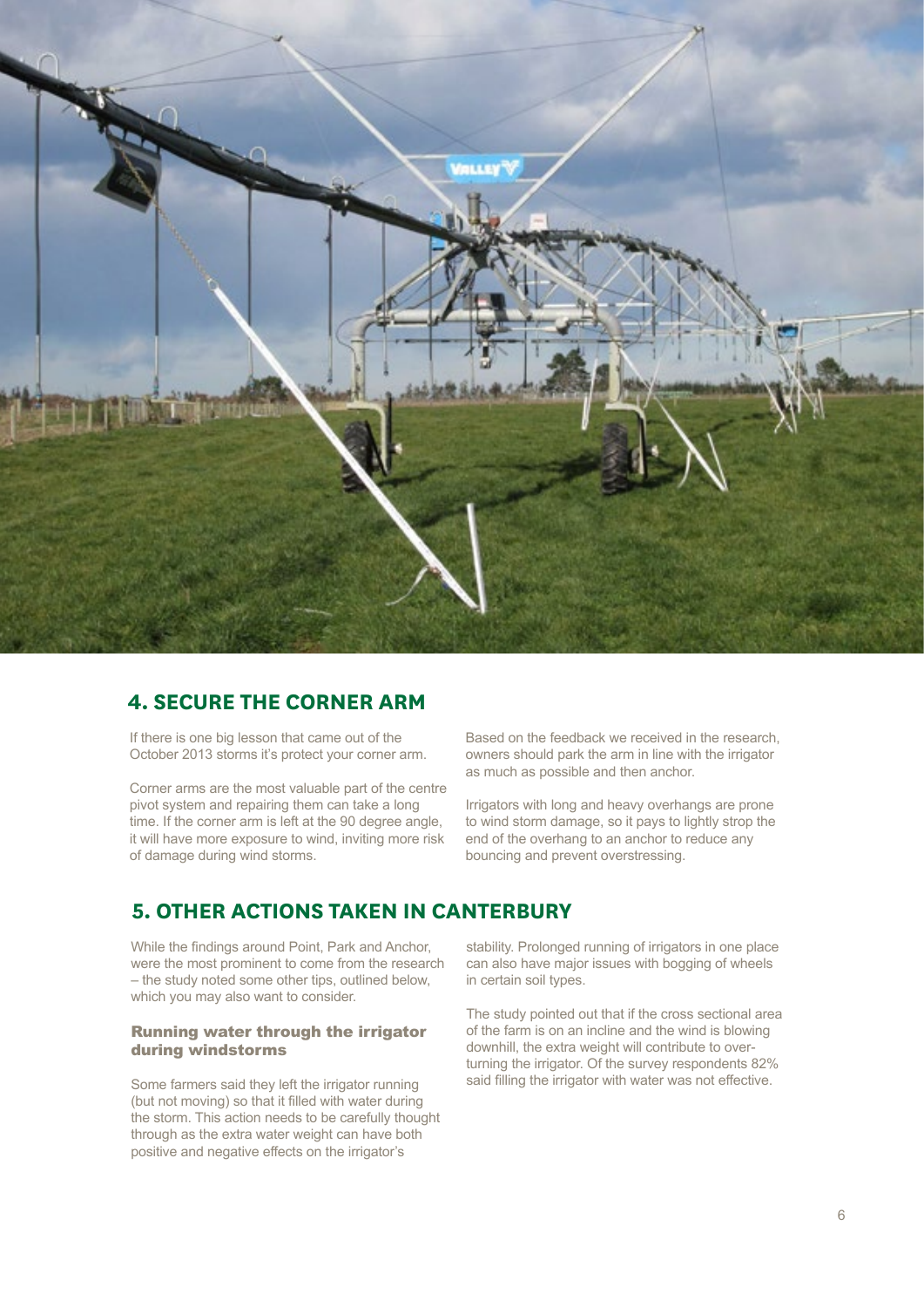## 4. SECURE THE CORNER ARM

If there is one big lesson that came out of the October 2013 storms it's protect your corner arm.

Corner arms are the most valuable part of the centre pivot system and repairing them can take a long time. If the corner arm is left at the 90 degree angle, it will have more exposure to wind, inviting more risk of damage during wind storms.

Based on the feedback we received in the research, owners should park the arm in line with the irrigator as much as possible and then anchor.

Irrigators with long and heavy overhangs are prone to wind storm damage, so it pays to lightly strop the end of the overhang to an anchor to reduce any bouncing and prevent overstressing.

## 5. OTHER ACTIONS TAKEN IN CANTERBURY

While the findings around Point, Park and Anchor, were the most prominent to come from the research – the study noted some other tips, outlined below, which you may also want to consider.

### Running water through the irrigator during windstorms

Some farmers said they left the irrigator running (but not moving) so that it filled with water during the storm. This action needs to be carefully thought through as the extra water weight can have both positive and negative effects on the irrigator's stability. Prolonged running of irrigators in one place can also have major issues with bogging of wheels in certain soil types.

The study pointed out that if the cross sectional area of the farm is on an incline and the wind is blowing downhill, the extra weight will contribute to over-turning the irrigator. Of the survey respondents 82% said filling the irrigator with water was not effective.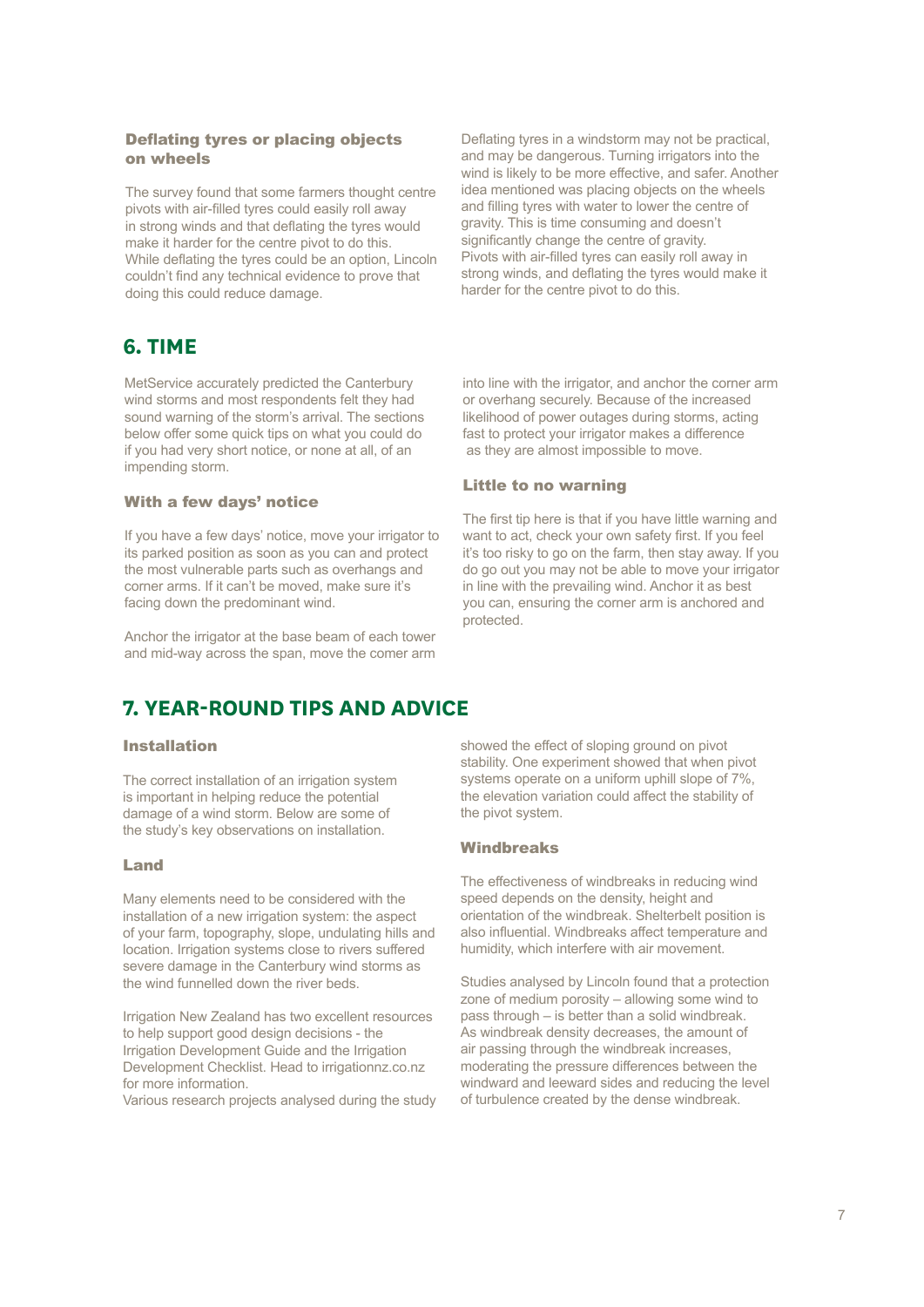### Deflating tyres or placing objects on wheels

The survey found that some farmers thought centre pivots with air-filled tyres could easily roll away in strong winds and that deflating the tyres would make it harder for the centre pivot to do this. While deflating the tyres could be an option, Lincoln couldn't find any technical evidence to prove that doing this could reduce damage.

Deflating tyres in a windstorm may not be practical, and may be dangerous. Turning irrigators into the wind is likely to be more effective, and safer. Another idea mentioned was placing objects on the wheels and filling tyres with water to lower the centre of gravity. This is time consuming and doesn't significantly change the centre of gravity. Pivots with air-filled tyres can easily roll away in strong winds, and deflating the tyres would make it harder for the centre pivot to do this.

## 6. TIME

MetService accurately predicted the Canterbury wind storms and most respondents felt they had sound warning of the storm's arrival. The sections below offer some quick tips on what you could do if you had very short notice, or none at all, of an impending storm.

### With a few days' notice

If you have a few days' notice, move your irrigator to its parked position as soon as you can and protect the most vulnerable parts such as overhangs and corner arms. If it can't be moved, make sure it's facing down the predominant wind.

Anchor the irrigator at the base beam of each tower and mid-way across the span, move the comer arm into line with the irrigator, and anchor the corner arm or overhang securely. Because of the increased likelihood of power outages during storms, acting fast to protect your irrigator makes a difference as they are almost impossible to move.

### Little to no warning

The first tip here is that if you have little warning and want to act, check your own safety first. If you feel it's too risky to go on the farm, then stay away. If you do go out you may not be able to move your irrigator in line with the prevailing wind. Anchor it as best you can, ensuring the corner arm is anchored and protected.

## 7. YEAR-ROUND TIPS AND ADVICE

### Installation

The correct installation of an irrigation system is important in helping reduce the potential damage of a wind storm. Below are some of the study's key observations on installation.

### Land

Many elements need to be considered with the installation of a new irrigation system: the aspect of your farm, topography, slope, undulating hills and location. Irrigation systems close to rivers suffered severe damage in the Canterbury wind storms as the wind funnelled down the river beds.

Irrigation New Zealand has two excellent resources to help support good design decisions - the Irrigation Development Guide and the Irrigation Development Checklist. Head to irrigationnz.co.nz for more information.
Various research projects analysed during the study showed the effect of sloping ground on pivot stability. One experiment showed that when pivot systems operate on a uniform uphill slope of 7%, the elevation variation could affect the stability of the pivot system.

### Windbreaks

The effectiveness of windbreaks in reducing wind speed depends on the density, height and orientation of the windbreak. Shelterbelt position is also influential. Windbreaks affect temperature and humidity, which interfere with air movement.

Studies analysed by Lincoln found that a protection zone of medium porosity – allowing some wind to pass through – is better than a solid windbreak. As windbreak density decreases, the amount of air passing through the windbreak increases, moderating the pressure differences between the windward and leeward sides and reducing the level of turbulence created by the dense windbreak.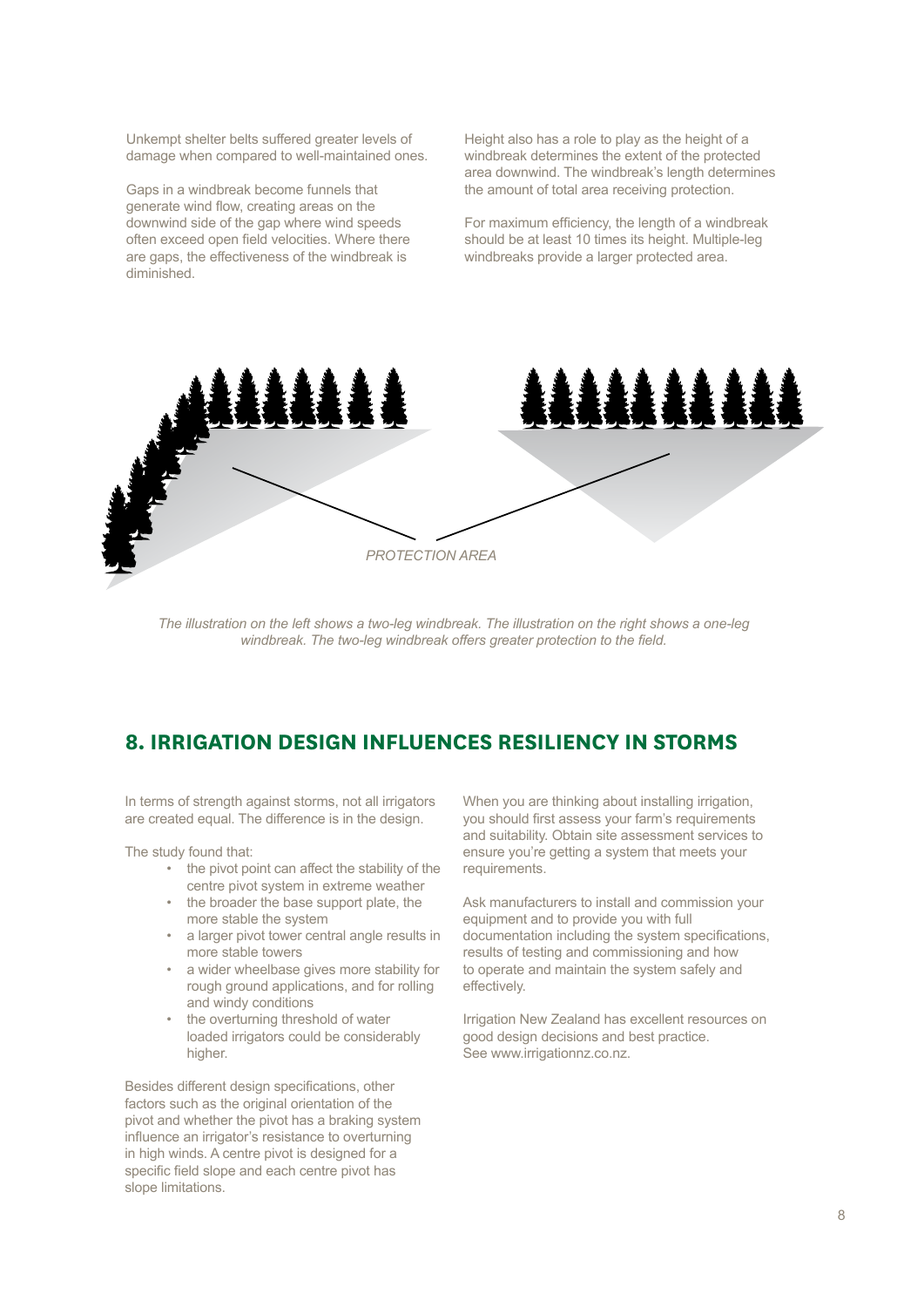Unkempt shelter belts suffered greater levels of damage when compared to well-maintained ones.

Gaps in a windbreak become funnels that generate wind flow, creating areas on the downwind side of the gap where wind speeds often exceed open field velocities. Where there are gaps, the effectiveness of the windbreak is diminished.

Height also has a role to play as the height of a windbreak determines the extent of the protected area downwind. The windbreak's length determines the amount of total area receiving protection.

For maximum efficiency, the length of a windbreak should be at least 10 times its height. Multiple-leg windbreaks provide a larger protected area.

PROTECTION AREA

*The illustration on the left shows a two-leg windbreak. The illustration on the right shows a one-leg windbreak. The two-leg windbreak offers greater protection to the field.*

## 8. IRRIGATION DESIGN INFLUENCES RESILIENCY IN STORMS

In terms of strength against storms, not all irrigators are created equal. The difference is in the design.

The study found that:

- the pivot point can affect the stability of the centre pivot system in extreme weather
- the broader the base support plate, the more stable the system
- a larger pivot tower central angle results in more stable towers
- a wider wheelbase gives more stability for rough ground applications, and for rolling and windy conditions
- the overturning threshold of water loaded irrigators could be considerably higher.

Besides different design specifications, other factors such as the original orientation of the pivot and whether the pivot has a braking system influence an irrigator's resistance to overturning in high winds. A centre pivot is designed for a specific field slope and each centre pivot has slope limitations.

When you are thinking about installing irrigation, you should first assess your farm's requirements and suitability. Obtain site assessment services to ensure you're getting a system that meets your requirements.

Ask manufacturers to install and commission your equipment and to provide you with full documentation including the system specifications, results of testing and commissioning and how to operate and maintain the system safely and effectively.

Irrigation New Zealand has excellent resources on good design decisions and best practice. See www.irrigationnz.co.nz.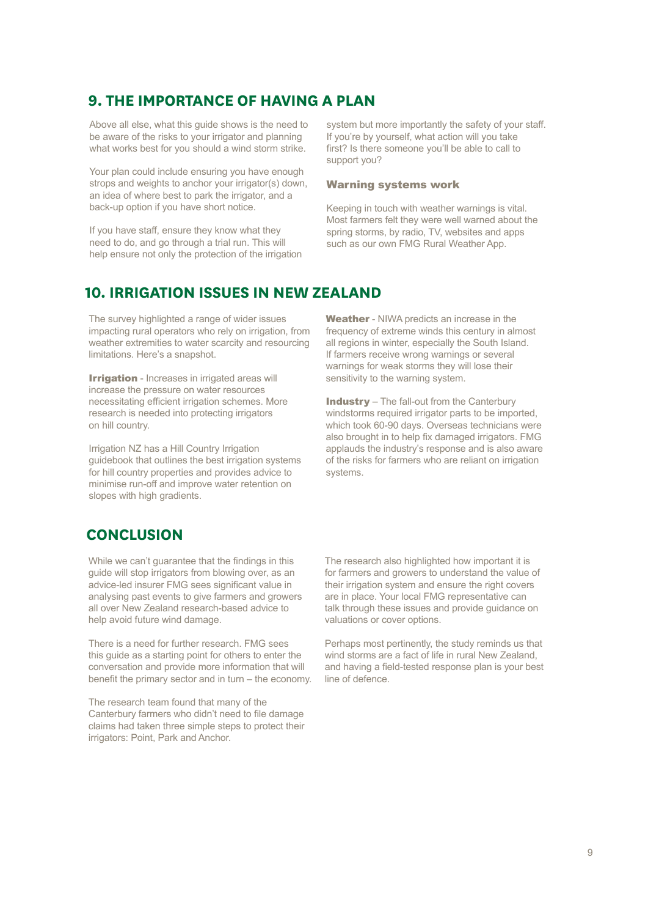## 9. THE IMPORTANCE OF HAVING A PLAN

Above all else, what this guide shows is the need to be aware of the risks to your irrigator and planning what works best for you should a wind storm strike.

Your plan could include ensuring you have enough strops and weights to anchor your irrigator(s) down, an idea of where best to park the irrigator, and a back-up option if you have short notice.

If you have staff, ensure they know what they need to do, and go through a trial run. This will help ensure not only the protection of the irrigation system but more importantly the safety of your staff. If you're by yourself, what action will you take first? Is there someone you'll be able to call to support you?

### Warning systems work

Keeping in touch with weather warnings is vital. Most farmers felt they were well warned about the spring storms, by radio, TV, websites and apps such as our own FMG Rural Weather App.

## 10. IRRIGATION ISSUES IN NEW ZEALAND

The survey highlighted a range of wider issues impacting rural operators who rely on irrigation, from weather extremities to water scarcity and resourcing limitations. Here's a snapshot.

**Irrigation** - Increases in irrigated areas will increase the pressure on water resources necessitating efficient irrigation schemes. More research is needed into protecting irrigators on hill country.

Irrigation NZ has a Hill Country Irrigation guidebook that outlines the best irrigation systems for hill country properties and provides advice to minimise run-off and improve water retention on slopes with high gradients.

**Weather** - NIWA predicts an increase in the frequency of extreme winds this century in almost all regions in winter, especially the South Island. If farmers receive wrong warnings or several warnings for weak storms they will lose their sensitivity to the warning system.

**Industry** – The fall-out from the Canterbury windstorms required irrigator parts to be imported, which took 60-90 days. Overseas technicians were also brought in to help fix damaged irrigators. FMG applauds the industry's response and is also aware of the risks for farmers who are reliant on irrigation systems.

## CONCLUSION

While we can't guarantee that the findings in this guide will stop irrigators from blowing over, as an advice-led insurer FMG sees significant value in analysing past events to give farmers and growers all over New Zealand research-based advice to help avoid future wind damage.

There is a need for further research. FMG sees this guide as a starting point for others to enter the conversation and provide more information that will benefit the primary sector and in turn – the economy.

The research team found that many of the Canterbury farmers who didn't need to file damage claims had taken three simple steps to protect their irrigators: Point, Park and Anchor.

The research also highlighted how important it is for farmers and growers to understand the value of their irrigation system and ensure the right covers are in place. Your local FMG representative can talk through these issues and provide guidance on valuations or cover options.

Perhaps most pertinently, the study reminds us that wind storms are a fact of life in rural New Zealand, and having a field-tested response plan is your best line of defence.